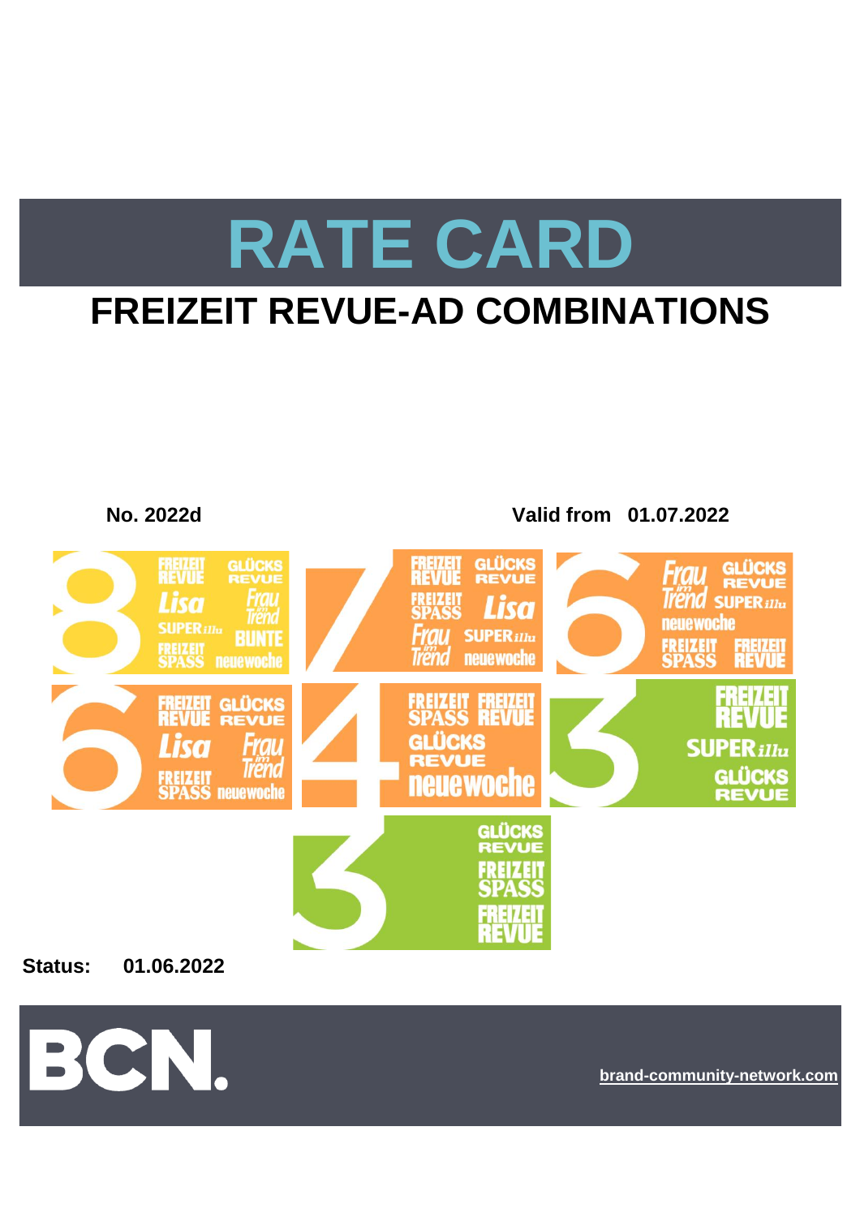# RATE CARD

## FREIZEIT REVUE-AD COMBINATIONS

**No. 2022d**

**Valid from 01.07.2022**

**Status: 01.06.2022**

**brand-community-network.com**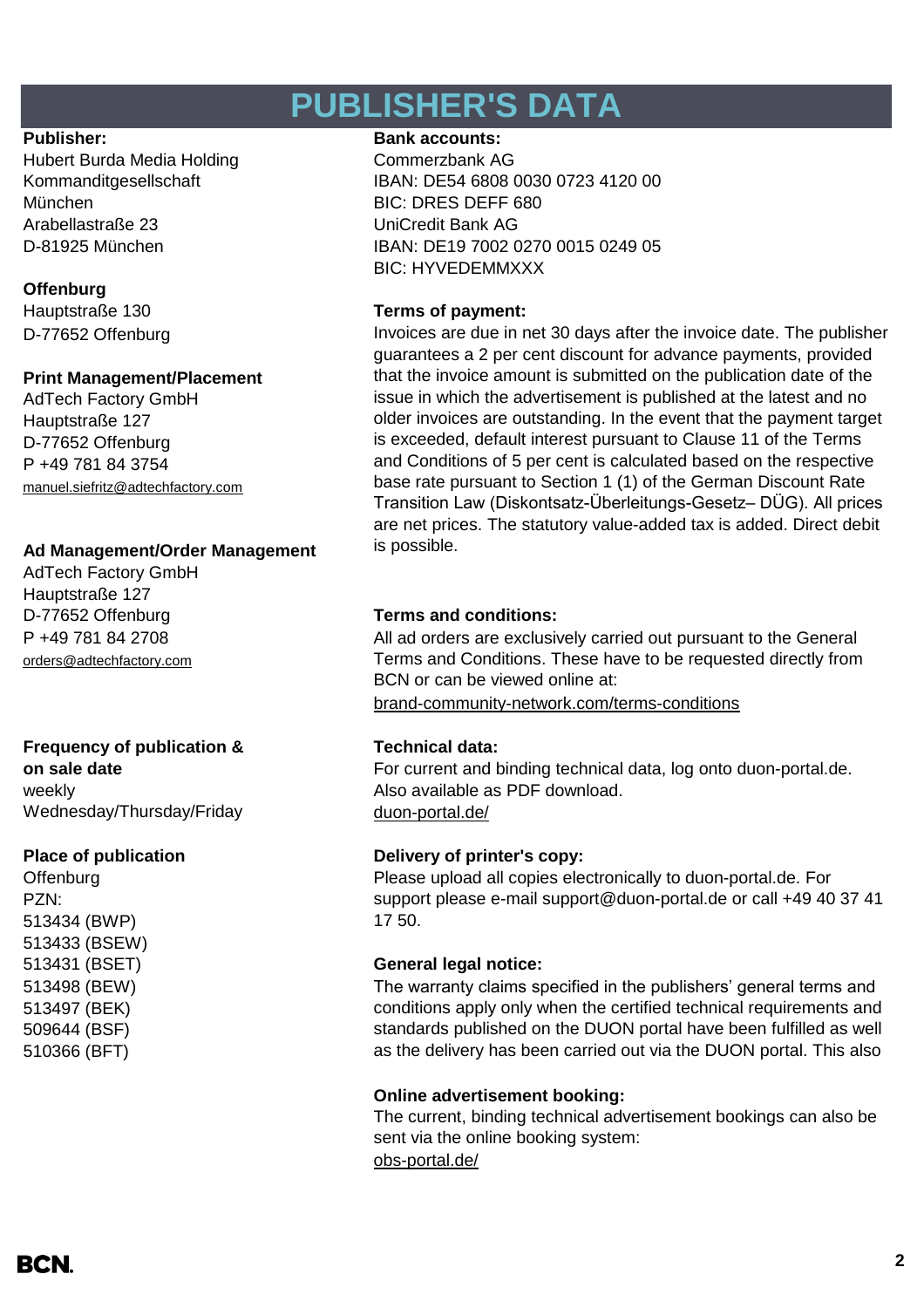# PUBLISHER'S DATA

**Publisher:**
Hubert Burda Media Holding
Kommanditgesellschaft
München
Arabellastraße 23
D-81925 München

**Offenburg**
Hauptstraße 130
D-77652 Offenburg

**Print Management/Placement**
AdTech Factory GmbH
Hauptstraße 127
D-77652 Offenburg
P +49 781 84 3754
manuel.siefritz@adtechfactory.com

**Ad Management/Order Management**
AdTech Factory GmbH
Hauptstraße 127
D-77652 Offenburg
P +49 781 84 2708
orders@adtechfactory.com

**Frequency of publication & on sale date**
weekly
Wednesday/Thursday/Friday

**Place of publication**
Offenburg
PZN:
513434 (BWP)
513433 (BSEW)
513431 (BSET)
513498 (BEW)
513497 (BEK)
509644 (BSF)
510366 (BFT)

**Bank accounts:**
Commerzbank AG
IBAN: DE54 6808 0030 0723 4120 00
BIC: DRES DEFF 680
UniCredit Bank AG
IBAN: DE19 7002 0270 0015 0249 05
BIC: HYVEDEMMXXX

**Terms of payment:**
Invoices are due in net 30 days after the invoice date. The publisher guarantees a 2 per cent discount for advance payments, provided that the invoice amount is submitted on the publication date of the issue in which the advertisement is published at the latest and no older invoices are outstanding. In the event that the payment target is exceeded, default interest pursuant to Clause 11 of the Terms and Conditions of 5 per cent is calculated based on the respective base rate pursuant to Section 1 (1) of the German Discount Rate Transition Law (Diskontsatz-Überleitungs-Gesetz– DÜG). All prices are net prices. The statutory value-added tax is added. Direct debit is possible.

**Terms and conditions:**
All ad orders are exclusively carried out pursuant to the General Terms and Conditions. These have to be requested directly from BCN or can be viewed online at:
brand-community-network.com/terms-conditions

**Technical data:**
For current and binding technical data, log onto duon-portal.de. Also available as PDF download.
duon-portal.de/

**Delivery of printer's copy:**
Please upload all copies electronically to duon-portal.de. For support please e-mail support@duon-portal.de or call +49 40 37 41 17 50.

**General legal notice:**
The warranty claims specified in the publishers' general terms and conditions apply only when the certified technical requirements and standards published on the DUON portal have been fulfilled as well as the delivery has been carried out via the DUON portal. This also

**Online advertisement booking:**
The current, binding technical advertisement bookings can also be sent via the online booking system:
obs-portal.de/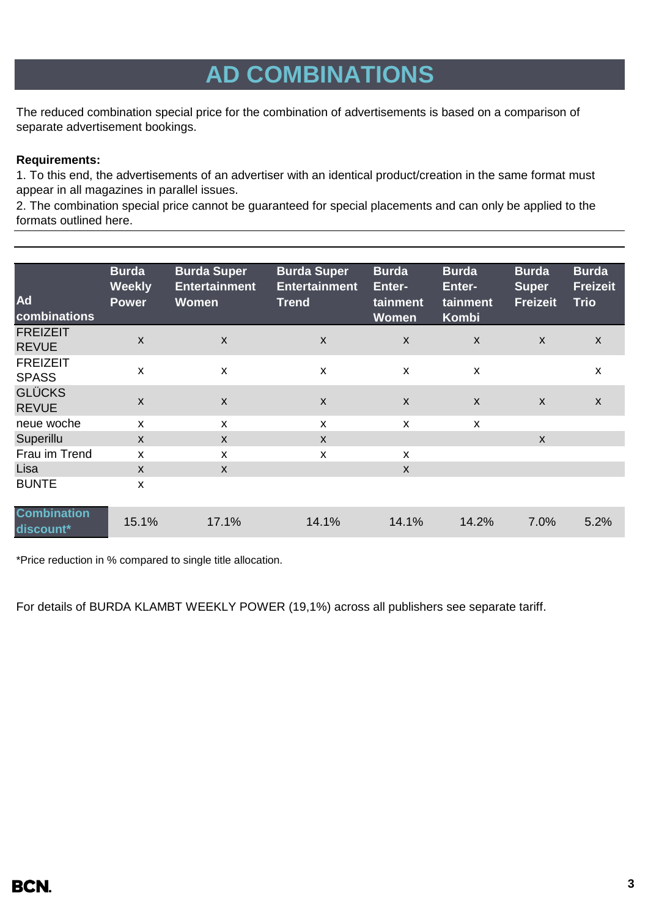# AD COMBINATIONS

The reduced combination special price for the combination of advertisements is based on a comparison of separate advertisement bookings.

**Requirements:**

1. To this end, the advertisements of an advertiser with an identical product/creation in the same format must appear in all magazines in parallel issues.
2. The combination special price cannot be guaranteed for special placements and can only be applied to the formats outlined here.

| Ad combinations | Burda Weekly Power | Burda Super Entertainment Women | Burda Super Entertainment Trend | Burda Enter-tainment Women | Burda Enter-tainment Kombi | Burda Super Freizeit | Burda Freizeit Trio |
|---|---|---|---|---|---|---|---|
| FREIZEIT REVUE | x | x | x | x | x | x | x |
| FREIZEIT SPASS | x | x | x | x | x | | x |
| GLÜCKS REVUE | x | x | x | x | x | x | x |
| neue woche | x | x | x | x | x | | |
| Superillu | x | x | x | | | x | |
| Frau im Trend | x | x | x | x | | | |
| Lisa | x | x | | x | | | |
| BUNTE | x | | | | | | |
| **Combination discount*** | 15.1% | 17.1% | 14.1% | 14.1% | 14.2% | 7.0% | 5.2% |

*Price reduction in % compared to single title allocation.

For details of BURDA KLAMBT WEEKLY POWER (19,1%) across all publishers see separate tariff.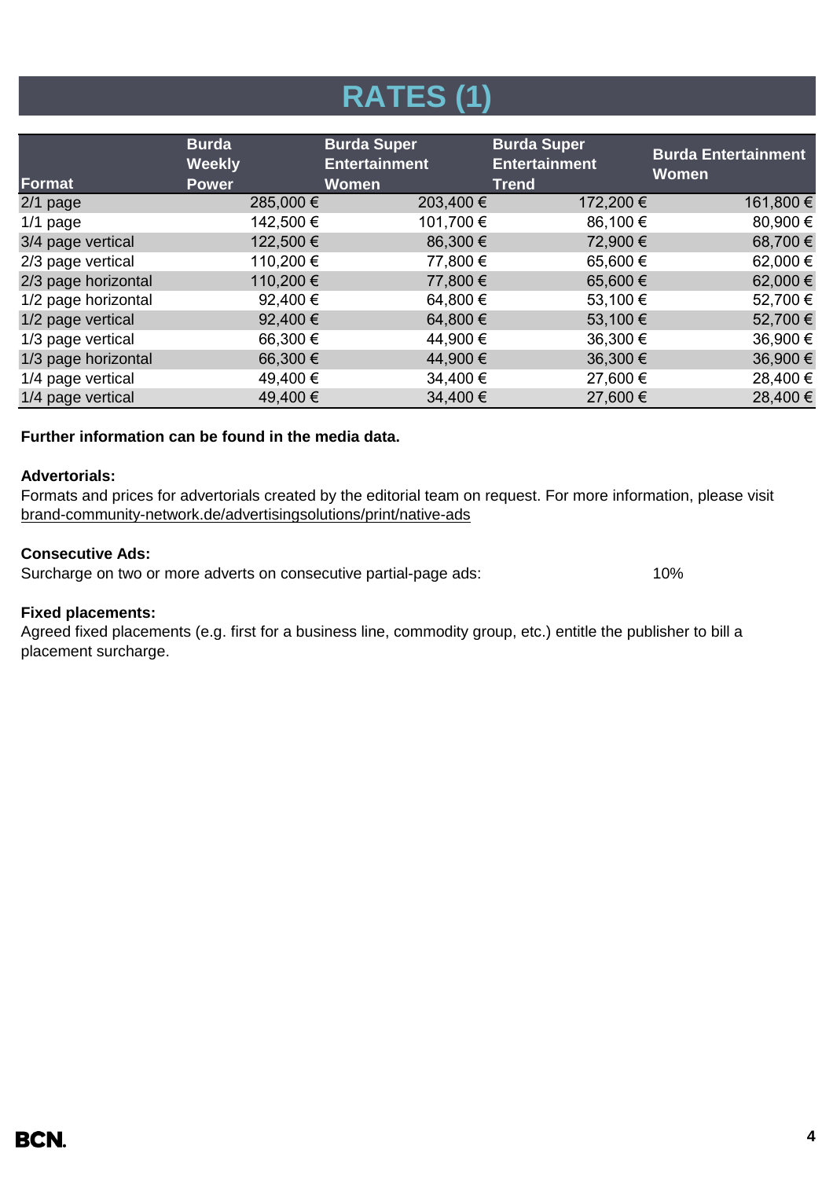# RATES (1)

| Format | Burda Weekly Power | Burda Super Entertainment Women | Burda Super Entertainment Trend | Burda Entertainment Women |
|---|---|---|---|---|
| 2/1 page | 285,000 € | 203,400 € | 172,200 € | 161,800 € |
| 1/1 page | 142,500 € | 101,700 € | 86,100 € | 80,900 € |
| 3/4 page vertical | 122,500 € | 86,300 € | 72,900 € | 68,700 € |
| 2/3 page vertical | 110,200 € | 77,800 € | 65,600 € | 62,000 € |
| 2/3 page horizontal | 110,200 € | 77,800 € | 65,600 € | 62,000 € |
| 1/2 page horizontal | 92,400 € | 64,800 € | 53,100 € | 52,700 € |
| 1/2 page vertical | 92,400 € | 64,800 € | 53,100 € | 52,700 € |
| 1/3 page vertical | 66,300 € | 44,900 € | 36,300 € | 36,900 € |
| 1/3 page horizontal | 66,300 € | 44,900 € | 36,300 € | 36,900 € |
| 1/4 page vertical | 49,400 € | 34,400 € | 27,600 € | 28,400 € |
| 1/4 page vertical | 49,400 € | 34,400 € | 27,600 € | 28,400 € |

**Further information can be found in the media data.**

**Advertorials:**
Formats and prices for advertorials created by the editorial team on request. For more information, please visit brand-community-network.de/advertisingsolutions/print/native-ads

**Consecutive Ads:**
Surcharge on two or more adverts on consecutive partial-page ads: 10%

**Fixed placements:**
Agreed fixed placements (e.g. first for a business line, commodity group, etc.) entitle the publisher to bill a placement surcharge.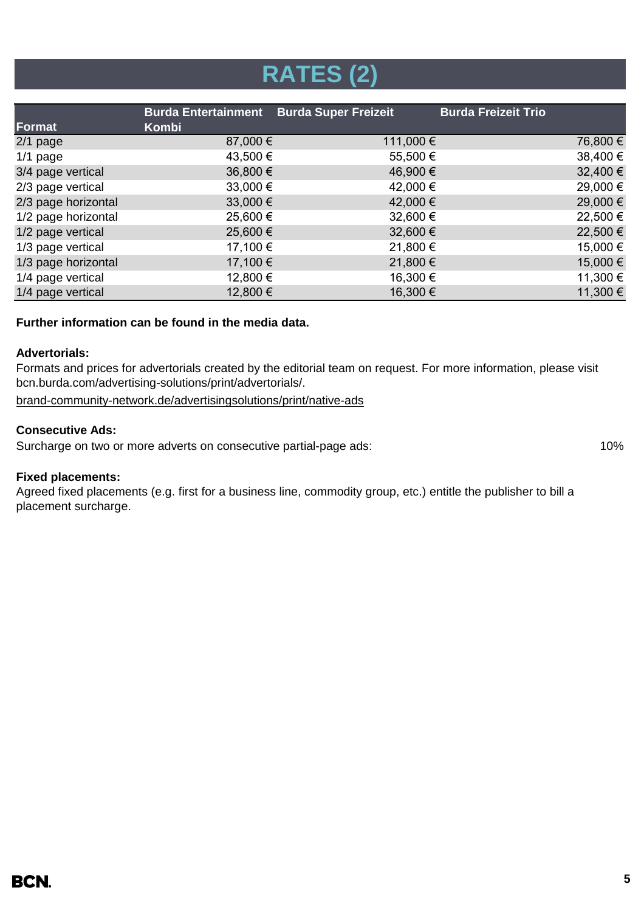# RATES (2)

| Format | Burda Entertainment Kombi | Burda Super Freizeit | Burda Freizeit Trio |
|---|---|---|---|
| 2/1 page | 87,000 € | 111,000 € | 76,800 € |
| 1/1 page | 43,500 € | 55,500 € | 38,400 € |
| 3/4 page vertical | 36,800 € | 46,900 € | 32,400 € |
| 2/3 page vertical | 33,000 € | 42,000 € | 29,000 € |
| 2/3 page horizontal | 33,000 € | 42,000 € | 29,000 € |
| 1/2 page horizontal | 25,600 € | 32,600 € | 22,500 € |
| 1/2 page vertical | 25,600 € | 32,600 € | 22,500 € |
| 1/3 page vertical | 17,100 € | 21,800 € | 15,000 € |
| 1/3 page horizontal | 17,100 € | 21,800 € | 15,000 € |
| 1/4 page vertical | 12,800 € | 16,300 € | 11,300 € |
| 1/4 page vertical | 12,800 € | 16,300 € | 11,300 € |

**Further information can be found in the media data.**

**Advertorials:**

Formats and prices for advertorials created by the editorial team on request. For more information, please visit bcn.burda.com/advertising-solutions/print/advertorials/.

brand-community-network.de/advertisingsolutions/print/native-ads

**Consecutive Ads:**

Surcharge on two or more adverts on consecutive partial-page ads: 10%

**Fixed placements:**

Agreed fixed placements (e.g. first for a business line, commodity group, etc.) entitle the publisher to bill a placement surcharge.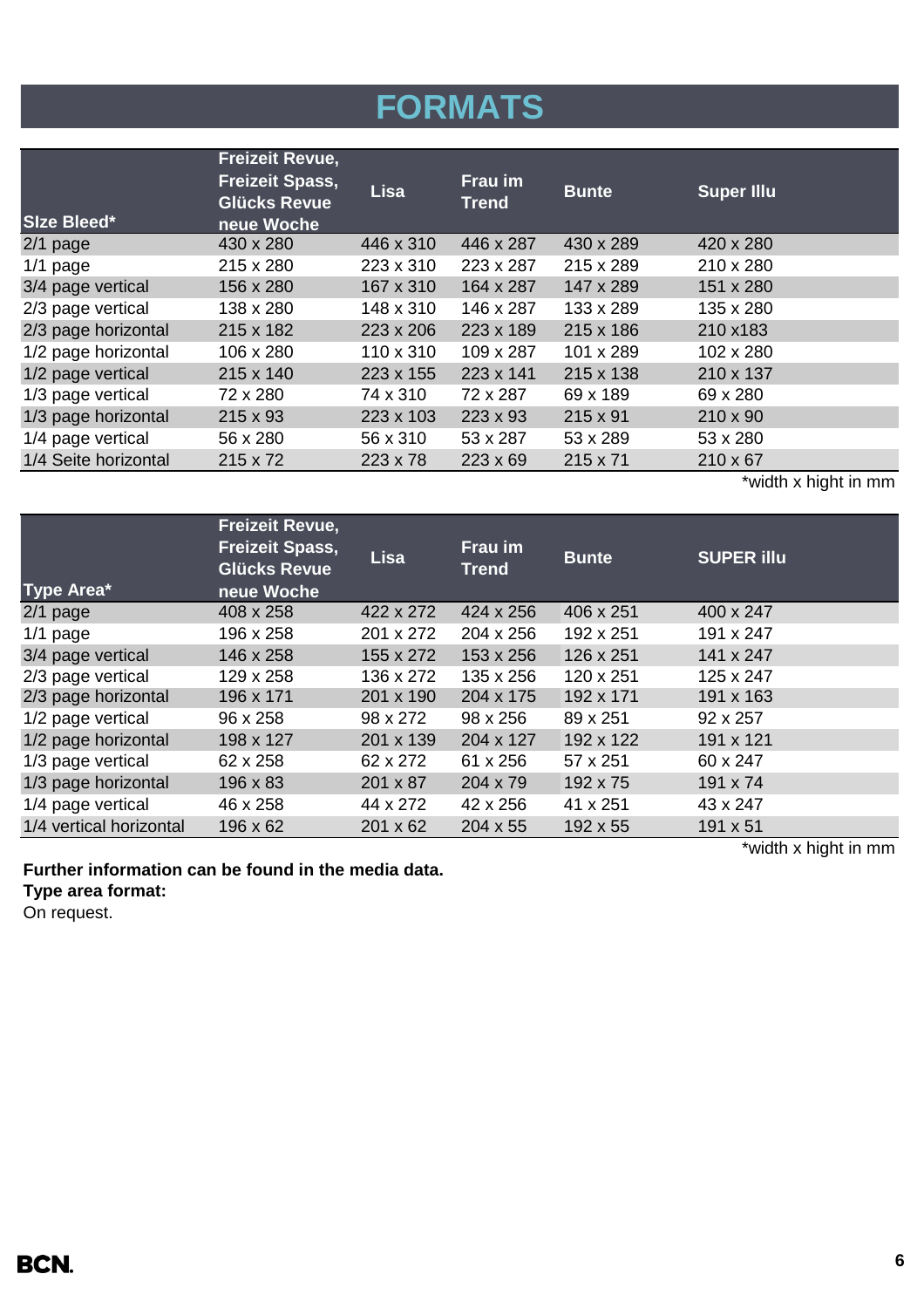# FORMATS

| SIze Bleed* | Freizeit Revue, Freizeit Spass, Glücks Revue neue Woche | Lisa | Frau im Trend | Bunte | Super Illu |
|---|---|---|---|---|---|
| 2/1 page | 430 x 280 | 446 x 310 | 446 x 287 | 430 x 289 | 420 x 280 |
| 1/1 page | 215 x 280 | 223 x 310 | 223 x 287 | 215 x 289 | 210 x 280 |
| 3/4 page vertical | 156 x 280 | 167 x 310 | 164 x 287 | 147 x 289 | 151 x 280 |
| 2/3 page vertical | 138 x 280 | 148 x 310 | 146 x 287 | 133 x 289 | 135 x 280 |
| 2/3 page horizontal | 215 x 182 | 223 x 206 | 223 x 189 | 215 x 186 | 210 x183 |
| 1/2 page horizontal | 106 x 280 | 110 x 310 | 109 x 287 | 101 x 289 | 102 x 280 |
| 1/2 page vertical | 215 x 140 | 223 x 155 | 223 x 141 | 215 x 138 | 210 x 137 |
| 1/3 page vertical | 72 x 280 | 74 x 310 | 72 x 287 | 69 x 189 | 69 x 280 |
| 1/3 page horizontal | 215 x 93 | 223 x 103 | 223 x 93 | 215 x 91 | 210 x 90 |
| 1/4 page vertical | 56 x 280 | 56 x 310 | 53 x 287 | 53 x 289 | 53 x 280 |
| 1/4 Seite horizontal | 215 x 72 | 223 x 78 | 223 x 69 | 215 x 71 | 210 x 67 |

*width x hight in mm

| Type Area* | Freizeit Revue, Freizeit Spass, Glücks Revue neue Woche | Lisa | Frau im Trend | Bunte | SUPER illu |
|---|---|---|---|---|---|
| 2/1 page | 408 x 258 | 422 x 272 | 424 x 256 | 406 x 251 | 400 x 247 |
| 1/1 page | 196 x 258 | 201 x 272 | 204 x 256 | 192 x 251 | 191 x 247 |
| 3/4 page vertical | 146 x 258 | 155 x 272 | 153 x 256 | 126 x 251 | 141 x 247 |
| 2/3 page vertical | 129 x 258 | 136 x 272 | 135 x 256 | 120 x 251 | 125 x 247 |
| 2/3 page horizontal | 196 x 171 | 201 x 190 | 204 x 175 | 192 x 171 | 191 x 163 |
| 1/2 page vertical | 96 x 258 | 98 x 272 | 98 x 256 | 89 x 251 | 92 x 257 |
| 1/2 page horizontal | 198 x 127 | 201 x 139 | 204 x 127 | 192 x 122 | 191 x 121 |
| 1/3 page vertical | 62 x 258 | 62 x 272 | 61 x 256 | 57 x 251 | 60 x 247 |
| 1/3 page horizontal | 196 x 83 | 201 x 87 | 204 x 79 | 192 x 75 | 191 x 74 |
| 1/4 page vertical | 46 x 258 | 44 x 272 | 42 x 256 | 41 x 251 | 43 x 247 |
| 1/4 vertical horizontal | 196 x 62 | 201 x 62 | 204 x 55 | 192 x 55 | 191 x 51 |

*width x hight in mm

**Further information can be found in the media data.**
**Type area format:**
On request.

BCN.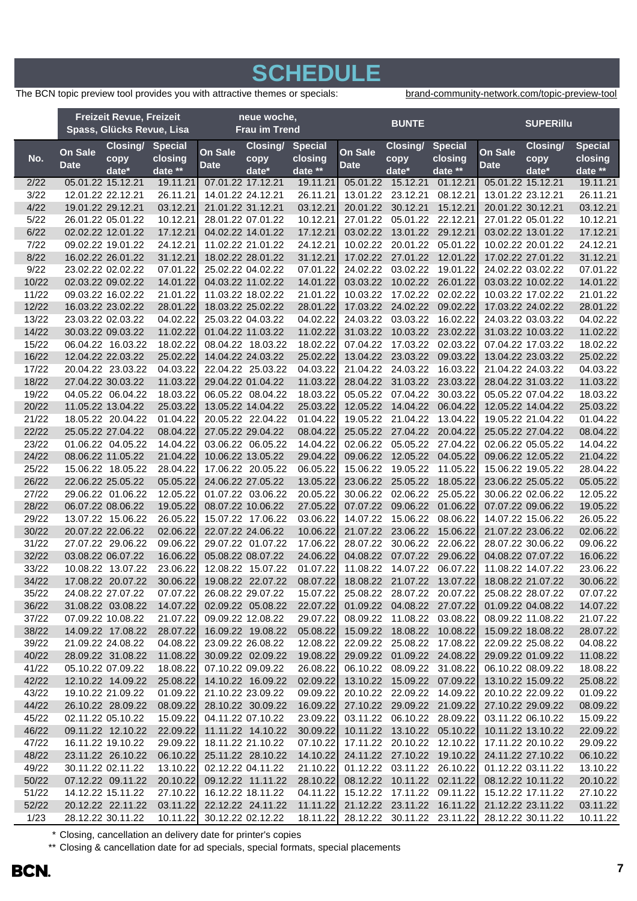# SCHEDULE

The BCN topic preview tool provides you with attractive themes or specials: brand-community-network.com/topic-preview-tool

| | Freizeit Revue, Freizeit Spass, Glücks Revue, Lisa | | | neue woche, Frau im Trend | | | BUNTE | | | SUPERillu | | |
|---|---|---|---|---|---|---|---|---|---|---|---|---|
| No. | On Sale Date | Closing/ copy date* | Special closing date ** | On Sale Date | Closing/ copy date* | Special closing date ** | On Sale Date | Closing/ copy date* | Special closing date ** | On Sale Date | Closing/ copy date* | Special closing date ** |
| 2/22 | 05.01.22 | 15.12.21 | 19.11.21 | 07.01.22 | 17.12.21 | 19.11.21 | 05.01.22 | 15.12.21 | 01.12.21 | 05.01.22 | 15.12.21 | 19.11.21 |
| 3/22 | 12.01.22 | 22.12.21 | 26.11.21 | 14.01.22 | 24.12.21 | 26.11.21 | 13.01.22 | 23.12.21 | 08.12.21 | 13.01.22 | 23.12.21 | 26.11.21 |
| 4/22 | 19.01.22 | 29.12.21 | 03.12.21 | 21.01.22 | 31.12.21 | 03.12.21 | 20.01.22 | 30.12.21 | 15.12.21 | 20.01.22 | 30.12.21 | 03.12.21 |
| 5/22 | 26.01.22 | 05.01.22 | 10.12.21 | 28.01.22 | 07.01.22 | 10.12.21 | 27.01.22 | 05.01.22 | 22.12.21 | 27.01.22 | 05.01.22 | 10.12.21 |
| 6/22 | 02.02.22 | 12.01.22 | 17.12.21 | 04.02.22 | 14.01.22 | 17.12.21 | 03.02.22 | 13.01.22 | 29.12.21 | 03.02.22 | 13.01.22 | 17.12.21 |
| 7/22 | 09.02.22 | 19.01.22 | 24.12.21 | 11.02.22 | 21.01.22 | 24.12.21 | 10.02.22 | 20.01.22 | 05.01.22 | 10.02.22 | 20.01.22 | 24.12.21 |
| 8/22 | 16.02.22 | 26.01.22 | 31.12.21 | 18.02.22 | 28.01.22 | 31.12.21 | 17.02.22 | 27.01.22 | 12.01.22 | 17.02.22 | 27.01.22 | 31.12.21 |
| 9/22 | 23.02.22 | 02.02.22 | 07.01.22 | 25.02.22 | 04.02.22 | 07.01.22 | 24.02.22 | 03.02.22 | 19.01.22 | 24.02.22 | 03.02.22 | 07.01.22 |
| 10/22 | 02.03.22 | 09.02.22 | 14.01.22 | 04.03.22 | 11.02.22 | 14.01.22 | 03.03.22 | 10.02.22 | 26.01.22 | 03.03.22 | 10.02.22 | 14.01.22 |
| 11/22 | 09.03.22 | 16.02.22 | 21.01.22 | 11.03.22 | 18.02.22 | 21.01.22 | 10.03.22 | 17.02.22 | 02.02.22 | 10.03.22 | 17.02.22 | 21.01.22 |
| 12/22 | 16.03.22 | 23.02.22 | 28.01.22 | 18.03.22 | 25.02.22 | 28.01.22 | 17.03.22 | 24.02.22 | 09.02.22 | 17.03.22 | 24.02.22 | 28.01.22 |
| 13/22 | 23.03.22 | 02.03.22 | 04.02.22 | 25.03.22 | 04.03.22 | 04.02.22 | 24.03.22 | 03.03.22 | 16.02.22 | 24.03.22 | 03.03.22 | 04.02.22 |
| 14/22 | 30.03.22 | 09.03.22 | 11.02.22 | 01.04.22 | 11.03.22 | 11.02.22 | 31.03.22 | 10.03.22 | 23.02.22 | 31.03.22 | 10.03.22 | 11.02.22 |
| 15/22 | 06.04.22 | 16.03.22 | 18.02.22 | 08.04.22 | 18.03.22 | 18.02.22 | 07.04.22 | 17.03.22 | 02.03.22 | 07.04.22 | 17.03.22 | 18.02.22 |
| 16/22 | 12.04.22 | 22.03.22 | 25.02.22 | 14.04.22 | 24.03.22 | 25.02.22 | 13.04.22 | 23.03.22 | 09.03.22 | 13.04.22 | 23.03.22 | 25.02.22 |
| 17/22 | 20.04.22 | 23.03.22 | 04.03.22 | 22.04.22 | 25.03.22 | 04.03.22 | 21.04.22 | 24.03.22 | 16.03.22 | 21.04.22 | 24.03.22 | 04.03.22 |
| 18/22 | 27.04.22 | 30.03.22 | 11.03.22 | 29.04.22 | 01.04.22 | 11.03.22 | 28.04.22 | 31.03.22 | 23.03.22 | 28.04.22 | 31.03.22 | 11.03.22 |
| 19/22 | 04.05.22 | 06.04.22 | 18.03.22 | 06.05.22 | 08.04.22 | 18.03.22 | 05.05.22 | 07.04.22 | 30.03.22 | 05.05.22 | 07.04.22 | 18.03.22 |
| 20/22 | 11.05.22 | 13.04.22 | 25.03.22 | 13.05.22 | 14.04.22 | 25.03.22 | 12.05.22 | 14.04.22 | 06.04.22 | 12.05.22 | 14.04.22 | 25.03.22 |
| 21/22 | 18.05.22 | 20.04.22 | 01.04.22 | 20.05.22 | 22.04.22 | 01.04.22 | 19.05.22 | 21.04.22 | 13.04.22 | 19.05.22 | 21.04.22 | 01.04.22 |
| 22/22 | 25.05.22 | 27.04.22 | 08.04.22 | 27.05.22 | 29.04.22 | 08.04.22 | 25.05.22 | 27.04.22 | 20.04.22 | 25.05.22 | 27.04.22 | 08.04.22 |
| 23/22 | 01.06.22 | 04.05.22 | 14.04.22 | 03.06.22 | 06.05.22 | 14.04.22 | 02.06.22 | 05.05.22 | 27.04.22 | 02.06.22 | 05.05.22 | 14.04.22 |
| 24/22 | 08.06.22 | 11.05.22 | 21.04.22 | 10.06.22 | 13.05.22 | 29.04.22 | 09.06.22 | 12.05.22 | 04.05.22 | 09.06.22 | 12.05.22 | 21.04.22 |
| 25/22 | 15.06.22 | 18.05.22 | 28.04.22 | 17.06.22 | 20.05.22 | 06.05.22 | 15.06.22 | 19.05.22 | 11.05.22 | 15.06.22 | 19.05.22 | 28.04.22 |
| 26/22 | 22.06.22 | 25.05.22 | 05.05.22 | 24.06.22 | 27.05.22 | 13.05.22 | 23.06.22 | 25.05.22 | 18.05.22 | 23.06.22 | 25.05.22 | 05.05.22 |
| 27/22 | 29.06.22 | 01.06.22 | 12.05.22 | 01.07.22 | 03.06.22 | 20.05.22 | 30.06.22 | 02.06.22 | 25.05.22 | 30.06.22 | 02.06.22 | 12.05.22 |
| 28/22 | 06.07.22 | 08.06.22 | 19.05.22 | 08.07.22 | 10.06.22 | 27.05.22 | 07.07.22 | 09.06.22 | 01.06.22 | 07.07.22 | 09.06.22 | 19.05.22 |
| 29/22 | 13.07.22 | 15.06.22 | 26.05.22 | 15.07.22 | 17.06.22 | 03.06.22 | 14.07.22 | 15.06.22 | 08.06.22 | 14.07.22 | 15.06.22 | 26.05.22 |
| 30/22 | 20.07.22 | 22.06.22 | 02.06.22 | 22.07.22 | 24.06.22 | 10.06.22 | 21.07.22 | 23.06.22 | 15.06.22 | 21.07.22 | 23.06.22 | 02.06.22 |
| 31/22 | 27.07.22 | 29.06.22 | 09.06.22 | 29.07.22 | 01.07.22 | 17.06.22 | 28.07.22 | 30.06.22 | 22.06.22 | 28.07.22 | 30.06.22 | 09.06.22 |
| 32/22 | 03.08.22 | 06.07.22 | 16.06.22 | 05.08.22 | 08.07.22 | 24.06.22 | 04.08.22 | 07.07.22 | 29.06.22 | 04.08.22 | 07.07.22 | 16.06.22 |
| 33/22 | 10.08.22 | 13.07.22 | 23.06.22 | 12.08.22 | 15.07.22 | 01.07.22 | 11.08.22 | 14.07.22 | 06.07.22 | 11.08.22 | 14.07.22 | 23.06.22 |
| 34/22 | 17.08.22 | 20.07.22 | 30.06.22 | 19.08.22 | 22.07.22 | 08.07.22 | 18.08.22 | 21.07.22 | 13.07.22 | 18.08.22 | 21.07.22 | 30.06.22 |
| 35/22 | 24.08.22 | 27.07.22 | 07.07.22 | 26.08.22 | 29.07.22 | 15.07.22 | 25.08.22 | 28.07.22 | 20.07.22 | 25.08.22 | 28.07.22 | 07.07.22 |
| 36/22 | 31.08.22 | 03.08.22 | 14.07.22 | 02.09.22 | 05.08.22 | 22.07.22 | 01.09.22 | 04.08.22 | 27.07.22 | 01.09.22 | 04.08.22 | 14.07.22 |
| 37/22 | 07.09.22 | 10.08.22 | 21.07.22 | 09.09.22 | 12.08.22 | 29.07.22 | 08.09.22 | 11.08.22 | 03.08.22 | 08.09.22 | 11.08.22 | 21.07.22 |
| 38/22 | 14.09.22 | 17.08.22 | 28.07.22 | 16.09.22 | 19.08.22 | 05.08.22 | 15.09.22 | 18.08.22 | 10.08.22 | 15.09.22 | 18.08.22 | 28.07.22 |
| 39/22 | 21.09.22 | 24.08.22 | 04.08.22 | 23.09.22 | 26.08.22 | 12.08.22 | 22.09.22 | 25.08.22 | 17.08.22 | 22.09.22 | 25.08.22 | 04.08.22 |
| 40/22 | 28.09.22 | 31.08.22 | 11.08.22 | 30.09.22 | 02.09.22 | 19.08.22 | 29.09.22 | 01.09.22 | 24.08.22 | 29.09.22 | 01.09.22 | 11.08.22 |
| 41/22 | 05.10.22 | 07.09.22 | 18.08.22 | 07.10.22 | 09.09.22 | 26.08.22 | 06.10.22 | 08.09.22 | 31.08.22 | 06.10.22 | 08.09.22 | 18.08.22 |
| 42/22 | 12.10.22 | 14.09.22 | 25.08.22 | 14.10.22 | 16.09.22 | 02.09.22 | 13.10.22 | 15.09.22 | 07.09.22 | 13.10.22 | 15.09.22 | 25.08.22 |
| 43/22 | 19.10.22 | 21.09.22 | 01.09.22 | 21.10.22 | 23.09.22 | 09.09.22 | 20.10.22 | 22.09.22 | 14.09.22 | 20.10.22 | 22.09.22 | 01.09.22 |
| 44/22 | 26.10.22 | 28.09.22 | 08.09.22 | 28.10.22 | 30.09.22 | 16.09.22 | 27.10.22 | 29.09.22 | 21.09.22 | 27.10.22 | 29.09.22 | 08.09.22 |
| 45/22 | 02.11.22 | 05.10.22 | 15.09.22 | 04.11.22 | 07.10.22 | 23.09.22 | 03.11.22 | 06.10.22 | 28.09.22 | 03.11.22 | 06.10.22 | 15.09.22 |
| 46/22 | 09.11.22 | 12.10.22 | 22.09.22 | 11.11.22 | 14.10.22 | 30.09.22 | 10.11.22 | 13.10.22 | 05.10.22 | 10.11.22 | 13.10.22 | 22.09.22 |
| 47/22 | 16.11.22 | 19.10.22 | 29.09.22 | 18.11.22 | 21.10.22 | 07.10.22 | 17.11.22 | 20.10.22 | 12.10.22 | 17.11.22 | 20.10.22 | 29.09.22 |
| 48/22 | 23.11.22 | 26.10.22 | 06.10.22 | 25.11.22 | 28.10.22 | 14.10.22 | 24.11.22 | 27.10.22 | 19.10.22 | 24.11.22 | 27.10.22 | 06.10.22 |
| 49/22 | 30.11.22 | 02.11.22 | 13.10.22 | 02.12.22 | 04.11.22 | 21.10.22 | 01.12.22 | 03.11.22 | 26.10.22 | 01.12.22 | 03.11.22 | 13.10.22 |
| 50/22 | 07.12.22 | 09.11.22 | 20.10.22 | 09.12.22 | 11.11.22 | 28.10.22 | 08.12.22 | 10.11.22 | 02.11.22 | 08.12.22 | 10.11.22 | 20.10.22 |
| 51/22 | 14.12.22 | 15.11.22 | 27.10.22 | 16.12.22 | 18.11.22 | 04.11.22 | 15.12.22 | 17.11.22 | 09.11.22 | 15.12.22 | 17.11.22 | 27.10.22 |
| 52/22 | 20.12.22 | 22.11.22 | 03.11.22 | 22.12.22 | 24.11.22 | 11.11.22 | 21.12.22 | 23.11.22 | 16.11.22 | 21.12.22 | 23.11.22 | 03.11.22 |
| 1/23 | 28.12.22 | 30.11.22 | 10.11.22 | 30.12.22 | 02.12.22 | 18.11.22 | 28.12.22 | 30.11.22 | 23.11.22 | 28.12.22 | 30.11.22 | 10.11.22 |

\* Closing, cancellation an delivery date for printer's copies

\*\* Closing & cancellation date for ad specials, special formats, special placements

BCN.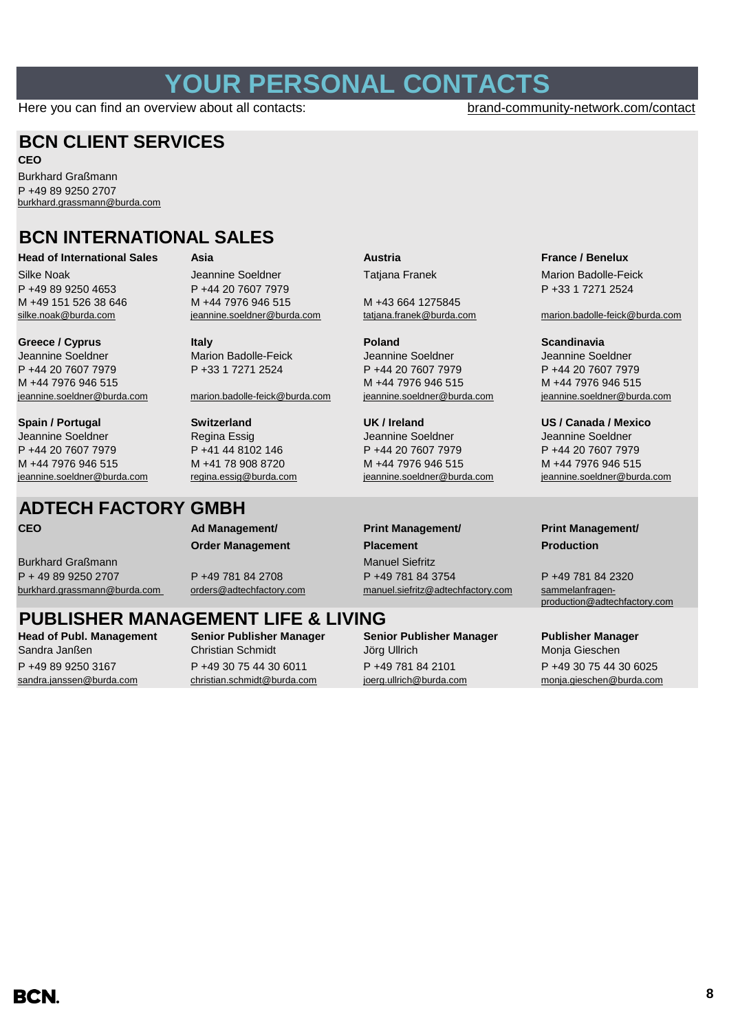# YOUR PERSONAL CONTACTS

Here you can find an overview about all contacts: brand-community-network.com/contact

## BCN CLIENT SERVICES

**CEO**

Burkhard Graßmann
P +49 89 9250 2707
burkhard.grassmann@burda.com

## BCN INTERNATIONAL SALES

**Head of International Sales**
Silke Noak
P +49 89 9250 4653
M +49 151 526 38 646
silke.noak@burda.com

**Asia**
Jeannine Soeldner
P +44 20 7607 7979
M +44 7976 946 515
jeannine.soeldner@burda.com

**Austria**
Tatjana Franek
M +43 664 1275845
tatjana.franek@burda.com

**France / Benelux**
Marion Badolle-Feick
P +33 1 7271 2524
marion.badolle-feick@burda.com

**Greece / Cyprus**
Jeannine Soeldner
P +44 20 7607 7979
M +44 7976 946 515
jeannine.soeldner@burda.com

**Italy**
Marion Badolle-Feick
P +33 1 7271 2524
marion.badolle-feick@burda.com

**Poland**
Jeannine Soeldner
P +44 20 7607 7979
M +44 7976 946 515
jeannine.soeldner@burda.com

**Scandinavia**
Jeannine Soeldner
P +44 20 7607 7979
M +44 7976 946 515
jeannine.soeldner@burda.com

**Spain / Portugal**
Jeannine Soeldner
P +44 20 7607 7979
M +44 7976 946 515
jeannine.soeldner@burda.com

**Switzerland**
Regina Essig
P +41 44 8102 146
M +41 78 908 8720
regina.essig@burda.com

**UK / Ireland**
Jeannine Soeldner
P +44 20 7607 7979
M +44 7976 946 515
jeannine.soeldner@burda.com

**US / Canada / Mexico**
Jeannine Soeldner
P +44 20 7607 7979
M +44 7976 946 515
jeannine.soeldner@burda.com

## ADTECH FACTORY GMBH

**CEO**
Burkhard Graßmann
P + 49 89 9250 2707
burkhard.grassmann@burda.com

**Ad Management/ Order Management**
P +49 781 84 2708
orders@adtechfactory.com

**Print Management/ Placement**
Manuel Siefritz
P +49 781 84 3754
manuel.siefritz@adtechfactory.com

**Print Management/ Production**
P +49 781 84 2320
sammelanfragen-production@adtechfactory.com

## PUBLISHER MANAGEMENT LIFE & LIVING

**Head of Publ. Management**
Sandra Janßen
P +49 89 9250 3167
sandra.janssen@burda.com

**Senior Publisher Manager**
Christian Schmidt
P +49 30 75 44 30 6011
christian.schmidt@burda.com

**Senior Publisher Manager**
Jörg Ullrich
P +49 781 84 2101
joerg.ullrich@burda.com

**Publisher Manager**
Monja Gieschen
P +49 30 75 44 30 6025
monja.gieschen@burda.com